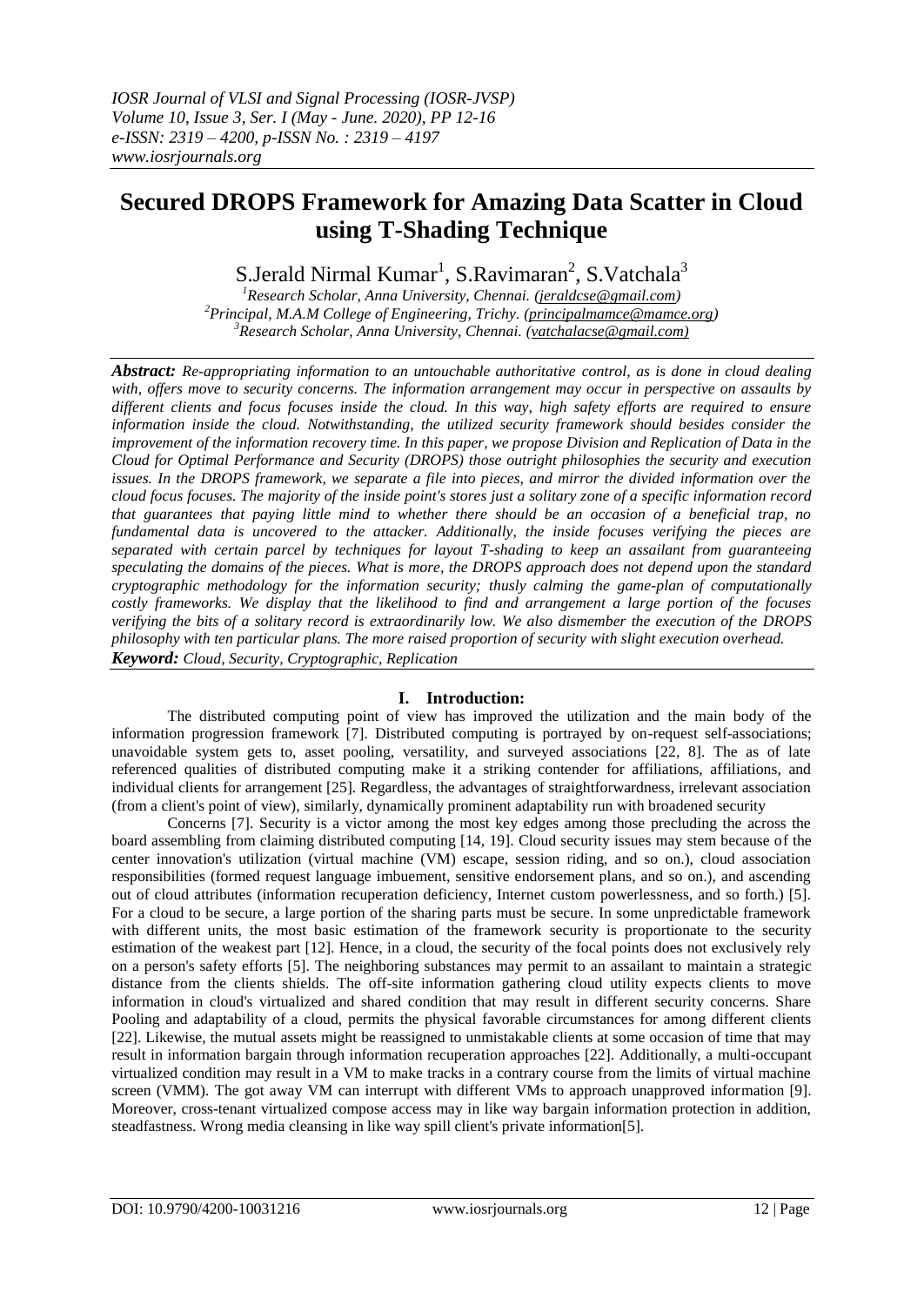# Secured DROPS Framework for Amazing Data Scatter in Cloud using T-Shading Technique

S.Jerald Nirmal Kumar[1], S.Ravimaran[2], S.Vatchala[3]

[1]Research Scholar, Anna University, Chennai. (jeraldcse@gmail.com)
[2]Principal, M.A.M College of Engineering, Trichy. (principalmamce@mamce.org)
[3]Research Scholar, Anna University, Chennai. (vatchalacse@gmail.com)

***Abstract:*** *Re-appropriating information to an untouchable authoritative control, as is done in cloud dealing with, offers move to security concerns. The information arrangement may occur in perspective on assaults by different clients and focus focuses inside the cloud. In this way, high safety efforts are required to ensure information inside the cloud. Notwithstanding, the utilized security framework should besides consider the improvement of the information recovery time. In this paper, we propose Division and Replication of Data in the Cloud for Optimal Performance and Security (DROPS) those outright philosophies the security and execution issues. In the DROPS framework, we separate a file into pieces, and mirror the divided information over the cloud focus focuses. The majority of the inside point's stores just a solitary zone of a specific information record that guarantees that paying little mind to whether there should be an occasion of a beneficial trap, no fundamental data is uncovered to the attacker. Additionally, the inside focuses verifying the pieces are separated with certain parcel by techniques for layout T-shading to keep an assailant from guaranteeing speculating the domains of the pieces. What is more, the DROPS approach does not depend upon the standard cryptographic methodology for the information security; thusly calming the game-plan of computationally costly frameworks. We display that the likelihood to find and arrangement a large portion of the focuses verifying the bits of a solitary record is extraordinarily low. We also dismember the execution of the DROPS philosophy with ten particular plans. The more raised proportion of security with slight execution overhead.*

***Keyword:*** *Cloud, Security, Cryptographic, Replication*

## I. Introduction:

The distributed computing point of view has improved the utilization and the main body of the information progression framework [7]. Distributed computing is portrayed by on-request self-associations; unavoidable system gets to, asset pooling, versatility, and surveyed associations [22, 8]. The as of late referenced qualities of distributed computing make it a striking contender for affiliations, affiliations, and individual clients for arrangement [25]. Regardless, the advantages of straightforwardness, irrelevant association (from a client's point of view), similarly, dynamically prominent adaptability run with broadened security

Concerns [7]. Security is a victor among the most key edges among those precluding the across the board assembling from claiming distributed computing [14, 19]. Cloud security issues may stem because of the center innovation's utilization (virtual machine (VM) escape, session riding, and so on.), cloud association responsibilities (formed request language imbuement, sensitive endorsement plans, and so on.), and ascending out of cloud attributes (information recuperation deficiency, Internet custom powerlessness, and so forth.) [5]. For a cloud to be secure, a large portion of the sharing parts must be secure. In some unpredictable framework with different units, the most basic estimation of the framework security is proportionate to the security estimation of the weakest part [12]. Hence, in a cloud, the security of the focal points does not exclusively rely on a person's safety efforts [5]. The neighboring substances may permit to an assailant to maintain a strategic distance from the clients shields. The off-site information gathering cloud utility expects clients to move information in cloud's virtualized and shared condition that may result in different security concerns. Share Pooling and adaptability of a cloud, permits the physical favorable circumstances for among different clients [22]. Likewise, the mutual assets might be reassigned to unmistakable clients at some occasion of time that may result in information bargain through information recuperation approaches [22]. Additionally, a multi-occupant virtualized condition may result in a VM to make tracks in a contrary course from the limits of virtual machine screen (VMM). The got away VM can interrupt with different VMs to approach unapproved information [9]. Moreover, cross-tenant virtualized compose access may in like way bargain information protection in addition, steadfastness. Wrong media cleansing in like way spill client's private information[5].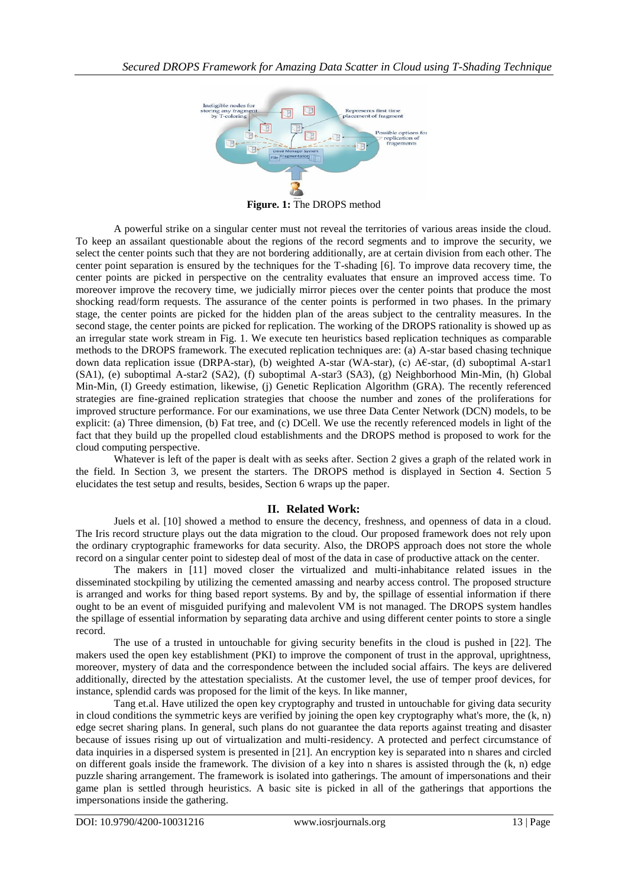Figure. 1: The DROPS method

A powerful strike on a singular center must not reveal the territories of various areas inside the cloud. To keep an assailant questionable about the regions of the record segments and to improve the security, we select the center points such that they are not bordering additionally, are at certain division from each other. The center point separation is ensured by the techniques for the T-shading [6]. To improve data recovery time, the center points are picked in perspective on the centrality evaluates that ensure an improved access time. To moreover improve the recovery time, we judicially mirror pieces over the center points that produce the most shocking read/form requests. The assurance of the center points is performed in two phases. In the primary stage, the center points are picked for the hidden plan of the areas subject to the centrality measures. In the second stage, the center points are picked for replication. The working of the DROPS rationality is showed up as an irregular state work stream in Fig. 1. We execute ten heuristics based replication techniques as comparable methods to the DROPS framework. The executed replication techniques are: (a) A-star based chasing technique down data replication issue (DRPA-star), (b) weighted A-star (WA-star), (c) A€-star, (d) suboptimal A-star1 (SA1), (e) suboptimal A-star2 (SA2), (f) suboptimal A-star3 (SA3), (g) Neighborhood Min-Min, (h) Global Min-Min, (I) Greedy estimation, likewise, (j) Genetic Replication Algorithm (GRA). The recently referenced strategies are fine-grained replication strategies that choose the number and zones of the proliferations for improved structure performance. For our examinations, we use three Data Center Network (DCN) models, to be explicit: (a) Three dimension, (b) Fat tree, and (c) DCell. We use the recently referenced models in light of the fact that they build up the propelled cloud establishments and the DROPS method is proposed to work for the cloud computing perspective.

Whatever is left of the paper is dealt with as seeks after. Section 2 gives a graph of the related work in the field. In Section 3, we present the starters. The DROPS method is displayed in Section 4. Section 5 elucidates the test setup and results, besides, Section 6 wraps up the paper.

## II. Related Work:

Juels et al. [10] showed a method to ensure the decency, freshness, and openness of data in a cloud. The Iris record structure plays out the data migration to the cloud. Our proposed framework does not rely upon the ordinary cryptographic frameworks for data security. Also, the DROPS approach does not store the whole record on a singular center point to sidestep deal of most of the data in case of productive attack on the center.

The makers in [11] moved closer the virtualized and multi-inhabitance related issues in the disseminated stockpiling by utilizing the cemented amassing and nearby access control. The proposed structure is arranged and works for thing based report systems. By and by, the spillage of essential information if there ought to be an event of misguided purifying and malevolent VM is not managed. The DROPS system handles the spillage of essential information by separating data archive and using different center points to store a single record.

The use of a trusted in untouchable for giving security benefits in the cloud is pushed in [22]. The makers used the open key establishment (PKI) to improve the component of trust in the approval, uprightness, moreover, mystery of data and the correspondence between the included social affairs. The keys are delivered additionally, directed by the attestation specialists. At the customer level, the use of temper proof devices, for instance, splendid cards was proposed for the limit of the keys. In like manner,

Tang et.al. Have utilized the open key cryptography and trusted in untouchable for giving data security in cloud conditions the symmetric keys are verified by joining the open key cryptography what's more, the (k, n) edge secret sharing plans. In general, such plans do not guarantee the data reports against treating and disaster because of issues rising up out of virtualization and multi-residency. A protected and perfect circumstance of data inquiries in a dispersed system is presented in [21]. An encryption key is separated into n shares and circled on different goals inside the framework. The division of a key into n shares is assisted through the (k, n) edge puzzle sharing arrangement. The framework is isolated into gatherings. The amount of impersonations and their game plan is settled through heuristics. A basic site is picked in all of the gatherings that apportions the impersonations inside the gathering.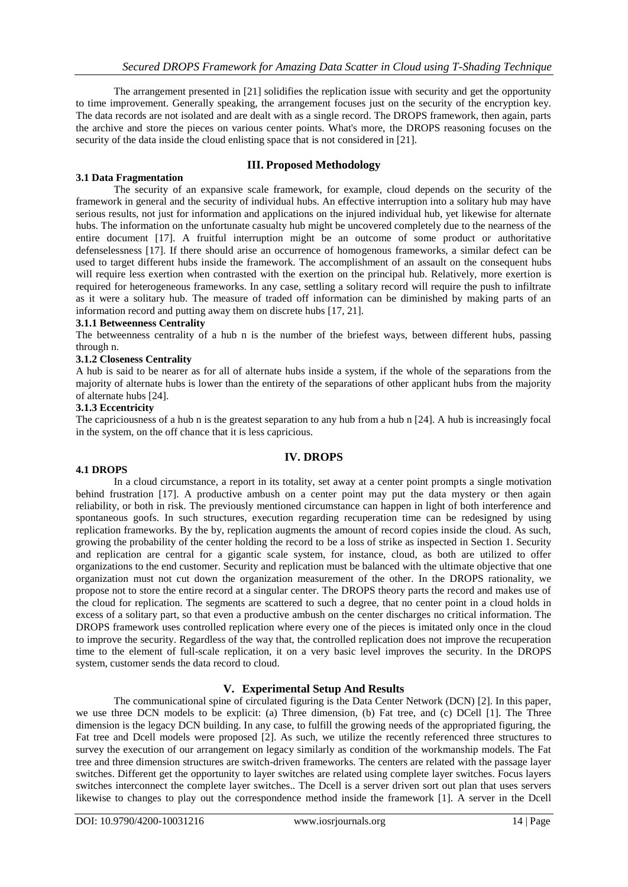The arrangement presented in [21] solidifies the replication issue with security and get the opportunity to time improvement. Generally speaking, the arrangement focuses just on the security of the encryption key. The data records are not isolated and are dealt with as a single record. The DROPS framework, then again, parts the archive and store the pieces on various center points. What's more, the DROPS reasoning focuses on the security of the data inside the cloud enlisting space that is not considered in [21].

## III. Proposed Methodology

### 3.1 Data Fragmentation

The security of an expansive scale framework, for example, cloud depends on the security of the framework in general and the security of individual hubs. An effective interruption into a solitary hub may have serious results, not just for information and applications on the injured individual hub, yet likewise for alternate hubs. The information on the unfortunate casualty hub might be uncovered completely due to the nearness of the entire document [17]. A fruitful interruption might be an outcome of some product or authoritative defenselessness [17]. If there should arise an occurrence of homogenous frameworks, a similar defect can be used to target different hubs inside the framework. The accomplishment of an assault on the consequent hubs will require less exertion when contrasted with the exertion on the principal hub. Relatively, more exertion is required for heterogeneous frameworks. In any case, settling a solitary record will require the push to infiltrate as it were a solitary hub. The measure of traded off information can be diminished by making parts of an information record and putting away them on discrete hubs [17, 21].

#### 3.1.1 Betweenness Centrality

The betweenness centrality of a hub n is the number of the briefest ways, between different hubs, passing through n.

#### 3.1.2 Closeness Centrality

A hub is said to be nearer as for all of alternate hubs inside a system, if the whole of the separations from the majority of alternate hubs is lower than the entirety of the separations of other applicant hubs from the majority of alternate hubs [24].

#### 3.1.3 Eccentricity

The capriciousness of a hub n is the greatest separation to any hub from a hub n [24]. A hub is increasingly focal in the system, on the off chance that it is less capricious.

## IV. DROPS

### 4.1 DROPS

In a cloud circumstance, a report in its totality, set away at a center point prompts a single motivation behind frustration [17]. A productive ambush on a center point may put the data mystery or then again reliability, or both in risk. The previously mentioned circumstance can happen in light of both interference and spontaneous goofs. In such structures, execution regarding recuperation time can be redesigned by using replication frameworks. By the by, replication augments the amount of record copies inside the cloud. As such, growing the probability of the center holding the record to be a loss of strike as inspected in Section 1. Security and replication are central for a gigantic scale system, for instance, cloud, as both are utilized to offer organizations to the end customer. Security and replication must be balanced with the ultimate objective that one organization must not cut down the organization measurement of the other. In the DROPS rationality, we propose not to store the entire record at a singular center. The DROPS theory parts the record and makes use of the cloud for replication. The segments are scattered to such a degree, that no center point in a cloud holds in excess of a solitary part, so that even a productive ambush on the center discharges no critical information. The DROPS framework uses controlled replication where every one of the pieces is imitated only once in the cloud to improve the security. Regardless of the way that, the controlled replication does not improve the recuperation time to the element of full-scale replication, it on a very basic level improves the security. In the DROPS system, customer sends the data record to cloud.

## V. Experimental Setup And Results

The communicational spine of circulated figuring is the Data Center Network (DCN) [2]. In this paper, we use three DCN models to be explicit: (a) Three dimension, (b) Fat tree, and (c) DCell [1]. The Three dimension is the legacy DCN building. In any case, to fulfill the growing needs of the appropriated figuring, the Fat tree and Dcell models were proposed [2]. As such, we utilize the recently referenced three structures to survey the execution of our arrangement on legacy similarly as condition of the workmanship models. The Fat tree and three dimension structures are switch-driven frameworks. The centers are related with the passage layer switches. Different get the opportunity to layer switches are related using complete layer switches. Focus layers switches interconnect the complete layer switches.. The Dcell is a server driven sort out plan that uses servers likewise to changes to play out the correspondence method inside the framework [1]. A server in the Dcell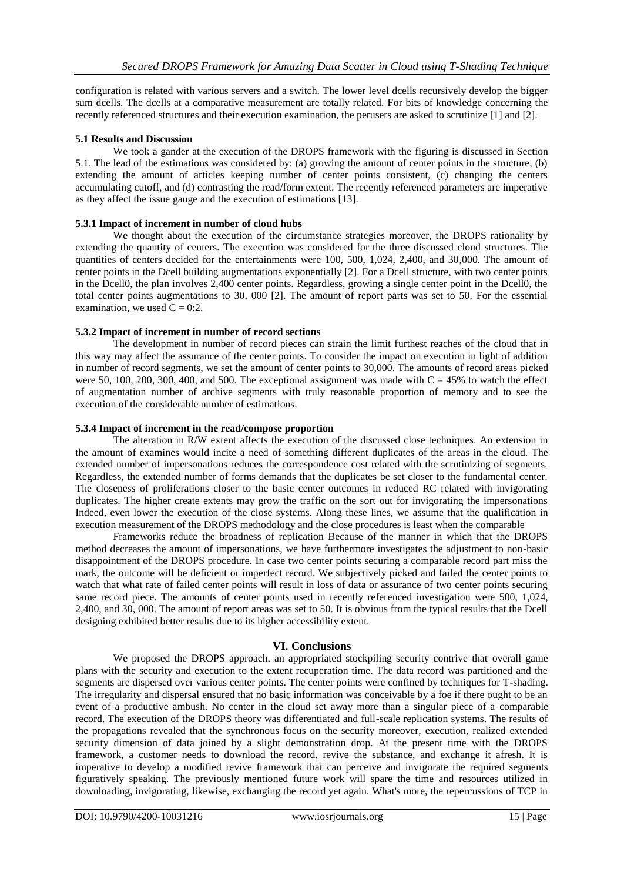configuration is related with various servers and a switch. The lower level dcells recursively develop the bigger sum dcells. The dcells at a comparative measurement are totally related. For bits of knowledge concerning the recently referenced structures and their execution examination, the perusers are asked to scrutinize [1] and [2].

### 5.1 Results and Discussion

We took a gander at the execution of the DROPS framework with the figuring is discussed in Section 5.1. The lead of the estimations was considered by: (a) growing the amount of center points in the structure, (b) extending the amount of articles keeping number of center points consistent, (c) changing the centers accumulating cutoff, and (d) contrasting the read/form extent. The recently referenced parameters are imperative as they affect the issue gauge and the execution of estimations [13].

#### 5.3.1 Impact of increment in number of cloud hubs

We thought about the execution of the circumstance strategies moreover, the DROPS rationality by extending the quantity of centers. The execution was considered for the three discussed cloud structures. The quantities of centers decided for the entertainments were 100, 500, 1,024, 2,400, and 30,000. The amount of center points in the Dcell building augmentations exponentially [2]. For a Dcell structure, with two center points in the Dcell0, the plan involves 2,400 center points. Regardless, growing a single center point in the Dcell0, the total center points augmentations to 30, 000 [2]. The amount of report parts was set to 50. For the essential examination, we used $C = 0:2$.

#### 5.3.2 Impact of increment in number of record sections

The development in number of record pieces can strain the limit furthest reaches of the cloud that in this way may affect the assurance of the center points. To consider the impact on execution in light of addition in number of record segments, we set the amount of center points to 30,000. The amounts of record areas picked were 50, 100, 200, 300, 400, and 500. The exceptional assignment was made with $C = 45\%$ to watch the effect of augmentation number of archive segments with truly reasonable proportion of memory and to see the execution of the considerable number of estimations.

#### 5.3.4 Impact of increment in the read/compose proportion

The alteration in R/W extent affects the execution of the discussed close techniques. An extension in the amount of examines would incite a need of something different duplicates of the areas in the cloud. The extended number of impersonations reduces the correspondence cost related with the scrutinizing of segments. Regardless, the extended number of forms demands that the duplicates be set closer to the fundamental center. The closeness of proliferations closer to the basic center outcomes in reduced RC related with invigorating duplicates. The higher create extents may grow the traffic on the sort out for invigorating the impersonations Indeed, even lower the execution of the close systems. Along these lines, we assume that the qualification in execution measurement of the DROPS methodology and the close procedures is least when the comparable

Frameworks reduce the broadness of replication Because of the manner in which that the DROPS method decreases the amount of impersonations, we have furthermore investigates the adjustment to non-basic disappointment of the DROPS procedure. In case two center points securing a comparable record part miss the mark, the outcome will be deficient or imperfect record. We subjectively picked and failed the center points to watch that what rate of failed center points will result in loss of data or assurance of two center points securing same record piece. The amounts of center points used in recently referenced investigation were 500, 1,024, 2,400, and 30, 000. The amount of report areas was set to 50. It is obvious from the typical results that the Dcell designing exhibited better results due to its higher accessibility extent.

## VI. Conclusions

We proposed the DROPS approach, an appropriated stockpiling security contrive that overall game plans with the security and execution to the extent recuperation time. The data record was partitioned and the segments are dispersed over various center points. The center points were confined by techniques for T-shading. The irregularity and dispersal ensured that no basic information was conceivable by a foe if there ought to be an event of a productive ambush. No center in the cloud set away more than a singular piece of a comparable record. The execution of the DROPS theory was differentiated and full-scale replication systems. The results of the propagations revealed that the synchronous focus on the security moreover, execution, realized extended security dimension of data joined by a slight demonstration drop. At the present time with the DROPS framework, a customer needs to download the record, revive the substance, and exchange it afresh. It is imperative to develop a modified revive framework that can perceive and invigorate the required segments figuratively speaking. The previously mentioned future work will spare the time and resources utilized in downloading, invigorating, likewise, exchanging the record yet again. What's more, the repercussions of TCP in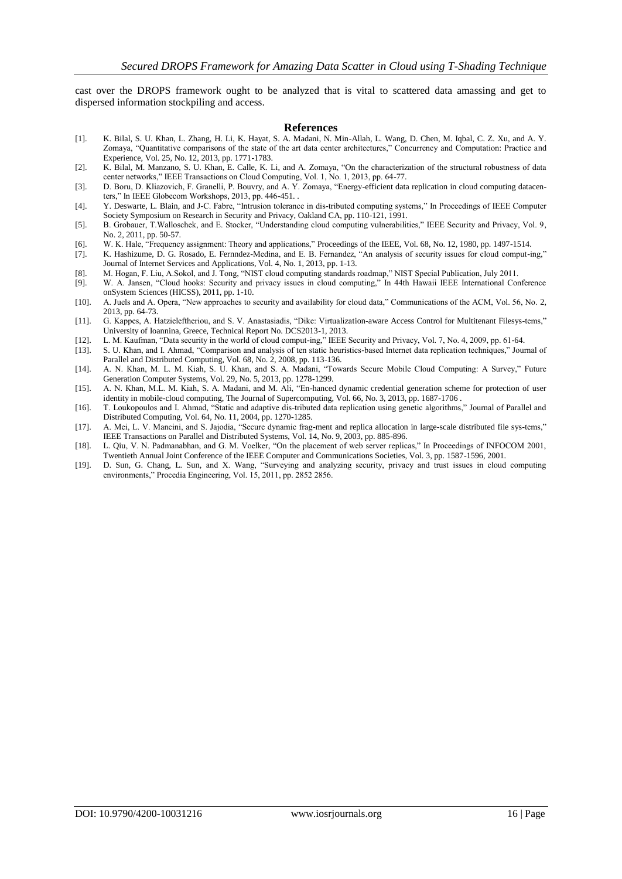cast over the DROPS framework ought to be analyzed that is vital to scattered data amassing and get to dispersed information stockpiling and access.

## References

[1]. K. Bilal, S. U. Khan, L. Zhang, H. Li, K. Hayat, S. A. Madani, N. Min-Allah, L. Wang, D. Chen, M. Iqbal, C. Z. Xu, and A. Y. Zomaya, "Quantitative comparisons of the state of the art data center architectures," Concurrency and Computation: Practice and Experience, Vol. 25, No. 12, 2013, pp. 1771-1783.

[2]. K. Bilal, M. Manzano, S. U. Khan, E. Calle, K. Li, and A. Zomaya, "On the characterization of the structural robustness of data center networks," IEEE Transactions on Cloud Computing, Vol. 1, No. 1, 2013, pp. 64-77.

[3]. D. Boru, D. Kliazovich, F. Granelli, P. Bouvry, and A. Y. Zomaya, "Energy-efficient data replication in cloud computing datacenters," In IEEE Globecom Workshops, 2013, pp. 446-451. .

[4]. Y. Deswarte, L. Blain, and J-C. Fabre, "Intrusion tolerance in dis-tributed computing systems," In Proceedings of IEEE Computer Society Symposium on Research in Security and Privacy, Oakland CA, pp. 110-121, 1991.

[5]. B. Grobauer, T.Walloschek, and E. Stocker, "Understanding cloud computing vulnerabilities," IEEE Security and Privacy, Vol. 9, No. 2, 2011, pp. 50-57.

[6]. W. K. Hale, "Frequency assignment: Theory and applications," Proceedings of the IEEE, Vol. 68, No. 12, 1980, pp. 1497-1514.

[7]. K. Hashizume, D. G. Rosado, E. Fernndez-Medina, and E. B. Fernandez, "An analysis of security issues for cloud comput-ing," Journal of Internet Services and Applications, Vol. 4, No. 1, 2013, pp. 1-13.

[8]. M. Hogan, F. Liu, A.Sokol, and J. Tong, "NIST cloud computing standards roadmap," NIST Special Publication, July 2011.

[9]. W. A. Jansen, "Cloud hooks: Security and privacy issues in cloud computing," In 44th Hawaii IEEE International Conference onSystem Sciences (HICSS), 2011, pp. 1-10.

[10]. A. Juels and A. Opera, "New approaches to security and availability for cloud data," Communications of the ACM, Vol. 56, No. 2, 2013, pp. 64-73.

[11]. G. Kappes, A. Hatzieleftheriou, and S. V. Anastasiadis, "Dike: Virtualization-aware Access Control for Multitenant Filesys-tems," University of Ioannina, Greece, Technical Report No. DCS2013-1, 2013.

[12]. L. M. Kaufman, "Data security in the world of cloud comput-ing," IEEE Security and Privacy, Vol. 7, No. 4, 2009, pp. 61-64.

[13]. S. U. Khan, and I. Ahmad, "Comparison and analysis of ten static heuristics-based Internet data replication techniques," Journal of Parallel and Distributed Computing, Vol. 68, No. 2, 2008, pp. 113-136.

[14]. A. N. Khan, M. L. M. Kiah, S. U. Khan, and S. A. Madani, "Towards Secure Mobile Cloud Computing: A Survey," Future Generation Computer Systems, Vol. 29, No. 5, 2013, pp. 1278-1299.

[15]. A. N. Khan, M.L. M. Kiah, S. A. Madani, and M. Ali, "En-hanced dynamic credential generation scheme for protection of user identity in mobile-cloud computing, The Journal of Supercomputing, Vol. 66, No. 3, 2013, pp. 1687-1706 .

[16]. T. Loukopoulos and I. Ahmad, "Static and adaptive dis-tributed data replication using genetic algorithms," Journal of Parallel and Distributed Computing, Vol. 64, No. 11, 2004, pp. 1270-1285.

[17]. A. Mei, L. V. Mancini, and S. Jajodia, "Secure dynamic frag-ment and replica allocation in large-scale distributed file sys-tems," IEEE Transactions on Parallel and Distributed Systems, Vol. 14, No. 9, 2003, pp. 885-896.

[18]. L. Qiu, V. N. Padmanabhan, and G. M. Voelker, "On the placement of web server replicas," In Proceedings of INFOCOM 2001, Twentieth Annual Joint Conference of the IEEE Computer and Communications Societies, Vol. 3, pp. 1587-1596, 2001.

[19]. D. Sun, G. Chang, L. Sun, and X. Wang, "Surveying and analyzing security, privacy and trust issues in cloud computing environments," Procedia Engineering, Vol. 15, 2011, pp. 2852 2856.